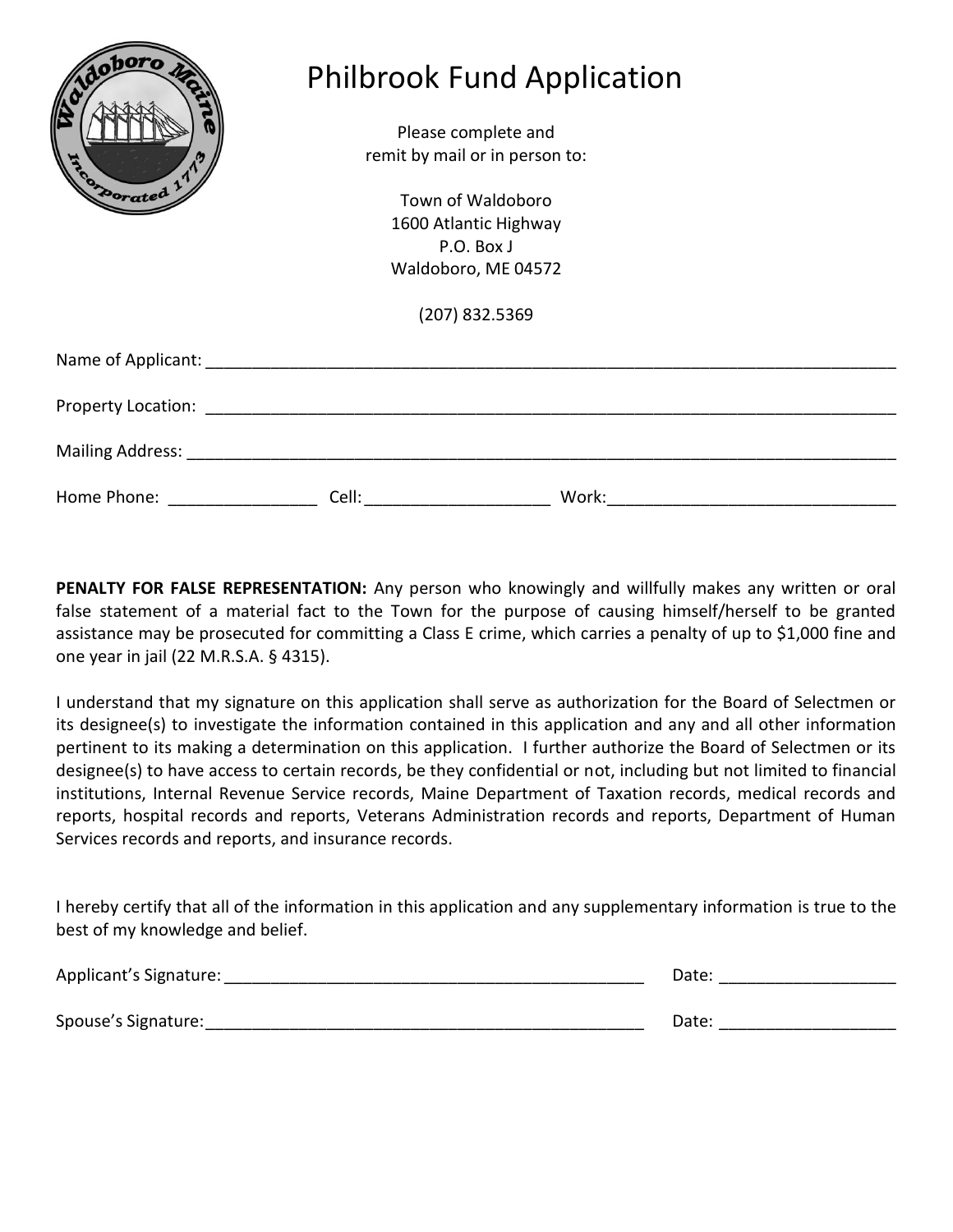# Philbrook Fund Application

Please complete and
remit by mail or in person to:

Town of Waldoboro
1600 Atlantic Highway
P.O. Box J
Waldoboro, ME 04572

(207) 832.5369

Name of Applicant: ______________________________________________________________________________

Property Location: ______________________________________________________________________________

Mailing Address: ________________________________________________________________________________

Home Phone: ________________ Cell: ____________________ Work: _______________________________

**PENALTY FOR FALSE REPRESENTATION:** Any person who knowingly and willfully makes any written or oral false statement of a material fact to the Town for the purpose of causing himself/herself to be granted assistance may be prosecuted for committing a Class E crime, which carries a penalty of up to $1,000 fine and one year in jail (22 M.R.S.A. § 4315).

I understand that my signature on this application shall serve as authorization for the Board of Selectmen or its designee(s) to investigate the information contained in this application and any and all other information pertinent to its making a determination on this application. I further authorize the Board of Selectmen or its designee(s) to have access to certain records, be they confidential or not, including but not limited to financial institutions, Internal Revenue Service records, Maine Department of Taxation records, medical records and reports, hospital records and reports, Veterans Administration records and reports, Department of Human Services records and reports, and insurance records.

I hereby certify that all of the information in this application and any supplementary information is true to the best of my knowledge and belief.

Applicant's Signature: _______________________________________________ Date: ___________________

Spouse's Signature: _________________________________________________ Date: ___________________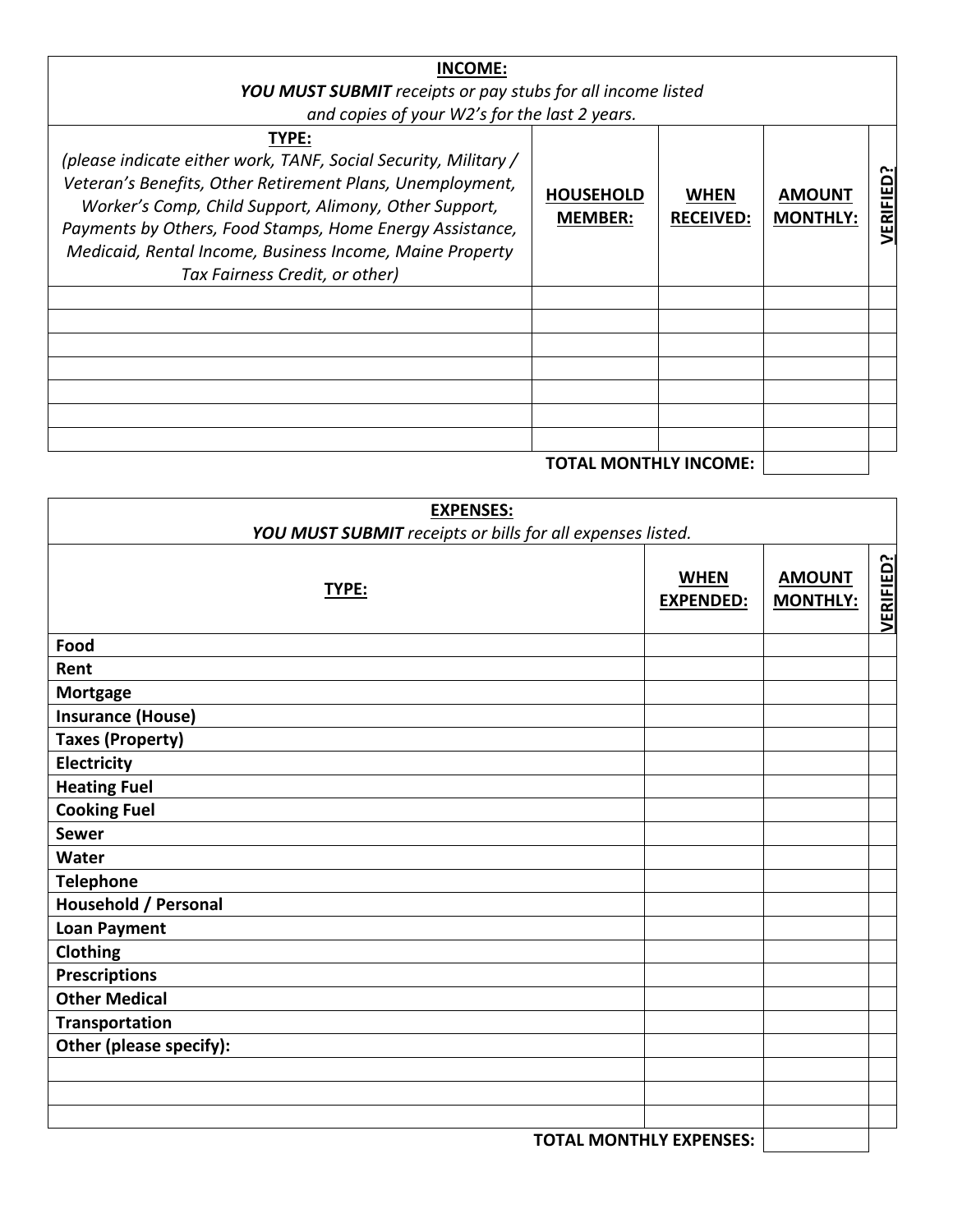| **INCOME:** *YOU MUST SUBMIT receipts or pay stubs for all income listed and copies of your W2's for the last 2 years.* | | | | |
|---|---|---|---|---|
| **TYPE:** *(please indicate either work, TANF, Social Security, Military / Veteran's Benefits, Other Retirement Plans, Unemployment, Worker's Comp, Child Support, Alimony, Other Support, Payments by Others, Food Stamps, Home Energy Assistance, Medicaid, Rental Income, Business Income, Maine Property Tax Fairness Credit, or other)* | **HOUSEHOLD MEMBER:** | **WHEN RECEIVED:** | **AMOUNT MONTHLY:** | **VERIFIED?** |
| | | | | |
| | | | | |
| | | | | |
| | | | | |
| | | | | |
| | | | | |
| | | | | |
| | | **TOTAL MONTHLY INCOME:** | | |

| **EXPENSES:** *YOU MUST SUBMIT receipts or bills for all expenses listed.* | | | |
|---|---|---|---|
| **TYPE:** | **WHEN EXPENDED:** | **AMOUNT MONTHLY:** | **VERIFIED?** |
| **Food** | | | |
| **Rent** | | | |
| **Mortgage** | | | |
| **Insurance (House)** | | | |
| **Taxes (Property)** | | | |
| **Electricity** | | | |
| **Heating Fuel** | | | |
| **Cooking Fuel** | | | |
| **Sewer** | | | |
| **Water** | | | |
| **Telephone** | | | |
| **Household / Personal** | | | |
| **Loan Payment** | | | |
| **Clothing** | | | |
| **Prescriptions** | | | |
| **Other Medical** | | | |
| **Transportation** | | | |
| **Other (please specify):** | | | |
| | | | |
| | | | |
| | | | |
| | **TOTAL MONTHLY EXPENSES:** | | |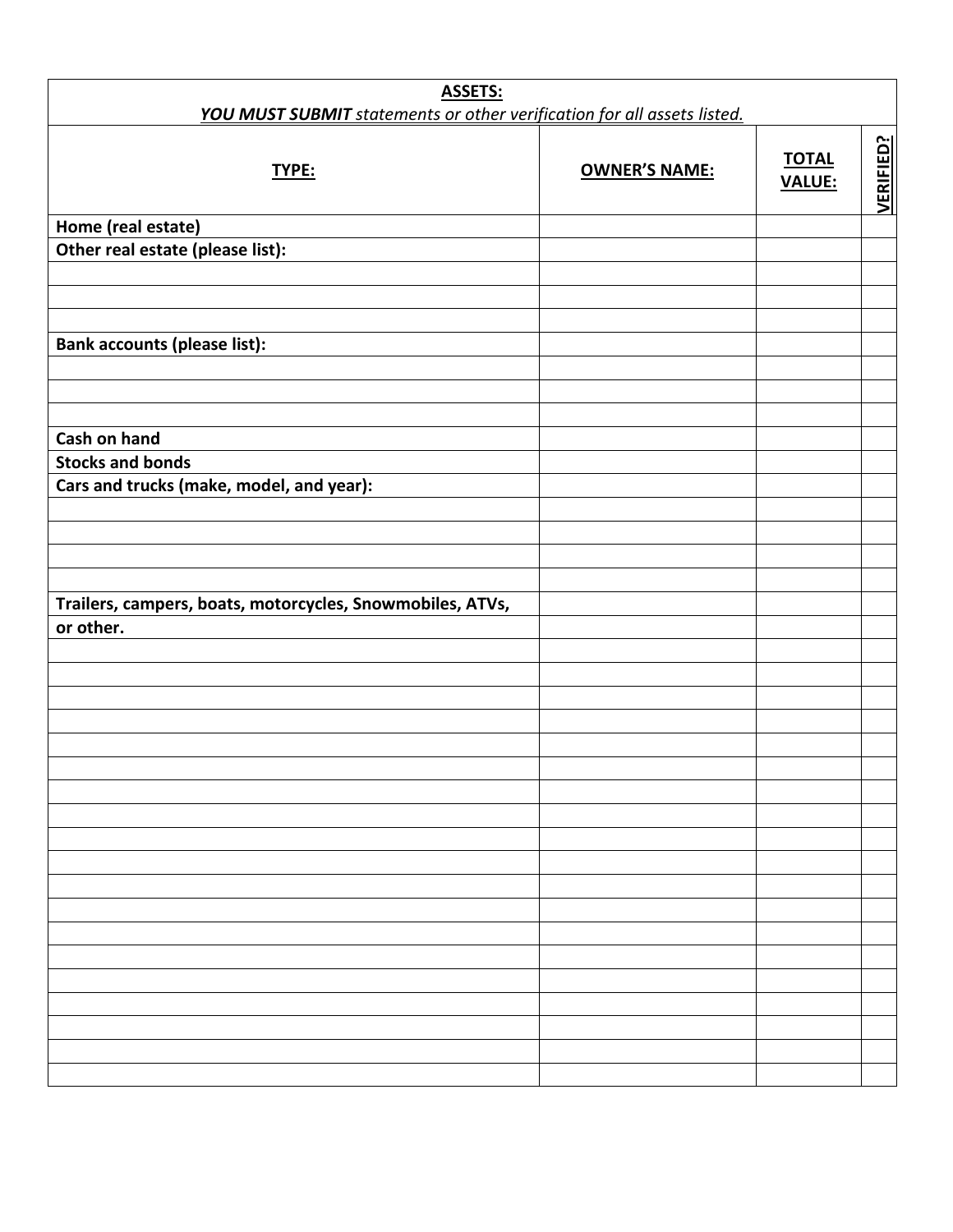| **ASSETS:**<br>***YOU MUST SUBMIT*** *statements or other verification for all assets listed.* | | | |
|---|---|---|---|
| **TYPE:** | **OWNER'S NAME:** | **TOTAL VALUE:** | **VERIFIED?** |
| **Home (real estate)** | | | |
| **Other real estate (please list):** | | | |
| | | | |
| | | | |
| | | | |
| **Bank accounts (please list):** | | | |
| | | | |
| | | | |
| | | | |
| **Cash on hand** | | | |
| **Stocks and bonds** | | | |
| **Cars and trucks (make, model, and year):** | | | |
| | | | |
| | | | |
| | | | |
| | | | |
| **Trailers, campers, boats, motorcycles, Snowmobiles, ATVs,** | | | |
| **or other.** | | | |
| | | | |
| | | | |
| | | | |
| | | | |
| | | | |
| | | | |
| | | | |
| | | | |
| | | | |
| | | | |
| | | | |
| | | | |
| | | | |
| | | | |
| | | | |
| | | | |
| | | | |
| | | | |
| | | | |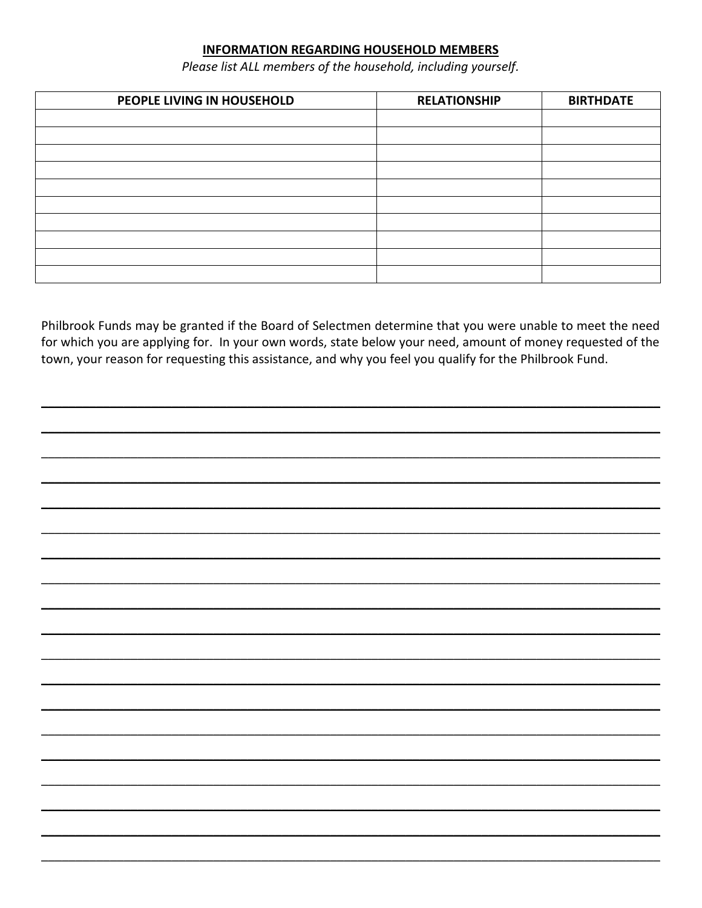**INFORMATION REGARDING HOUSEHOLD MEMBERS**

*Please list ALL members of the household, including yourself.*

| PEOPLE LIVING IN HOUSEHOLD | RELATIONSHIP | BIRTHDATE |
|---|---|---|
| | | |
| | | |
| | | |
| | | |
| | | |
| | | |
| | | |
| | | |
| | | |
| | | |

Philbrook Funds may be granted if the Board of Selectmen determine that you were unable to meet the need for which you are applying for. In your own words, state below your need, amount of money requested of the town, your reason for requesting this assistance, and why you feel you qualify for the Philbrook Fund.

___________________________________________________________________________

___________________________________________________________________________

___________________________________________________________________________

___________________________________________________________________________

___________________________________________________________________________

___________________________________________________________________________

___________________________________________________________________________

___________________________________________________________________________

___________________________________________________________________________

___________________________________________________________________________

___________________________________________________________________________

___________________________________________________________________________

___________________________________________________________________________

___________________________________________________________________________

___________________________________________________________________________

___________________________________________________________________________

___________________________________________________________________________

___________________________________________________________________________

___________________________________________________________________________